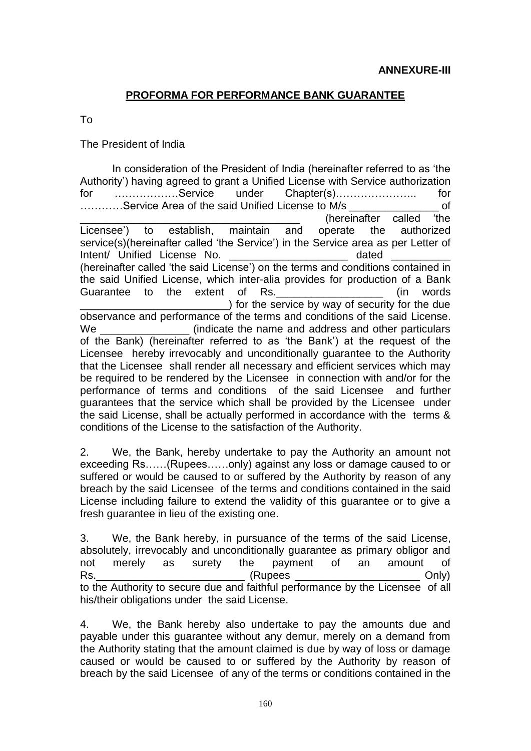**ANNEXURE-III**

## PROFORMA FOR PERFORMANCE BANK GUARANTEE

To

The President of India

In consideration of the President of India (hereinafter referred to as 'the Authority') having agreed to grant a Unified License with Service authorization for ………………Service under Chapter(s)………………….. for …………Service Area of the said Unified License to M/s _______________ of _____________________________________ (hereinafter called 'the Licensee') to establish, maintain and operate the authorized service(s)(hereinafter called 'the Service') in the Service area as per Letter of Intent/ Unified License No. ____________________ dated __________ (hereinafter called 'the said License') on the terms and conditions contained in the said Unified License, which inter-alia provides for production of a Bank Guarantee to the extent of Rs.__________________ (in words _________________________) for the service by way of security for the due observance and performance of the terms and conditions of the said License. We _______________ (indicate the name and address and other particulars of the Bank) (hereinafter referred to as 'the Bank') at the request of the Licensee hereby irrevocably and unconditionally guarantee to the Authority that the Licensee shall render all necessary and efficient services which may be required to be rendered by the Licensee in connection with and/or for the performance of terms and conditions of the said Licensee and further guarantees that the service which shall be provided by the Licensee under the said License, shall be actually performed in accordance with the terms & conditions of the License to the satisfaction of the Authority.

2. We, the Bank, hereby undertake to pay the Authority an amount not exceeding Rs……(Rupees……only) against any loss or damage caused to or suffered or would be caused to or suffered by the Authority by reason of any breach by the said Licensee of the terms and conditions contained in the said License including failure to extend the validity of this guarantee or to give a fresh guarantee in lieu of the existing one.

3. We, the Bank hereby, in pursuance of the terms of the said License, absolutely, irrevocably and unconditionally guarantee as primary obligor and not merely as surety the payment of an amount of Rs._________________________ (Rupees _____________________ Only) to the Authority to secure due and faithful performance by the Licensee of all his/their obligations under the said License.

4. We, the Bank hereby also undertake to pay the amounts due and payable under this guarantee without any demur, merely on a demand from the Authority stating that the amount claimed is due by way of loss or damage caused or would be caused to or suffered by the Authority by reason of breach by the said Licensee of any of the terms or conditions contained in the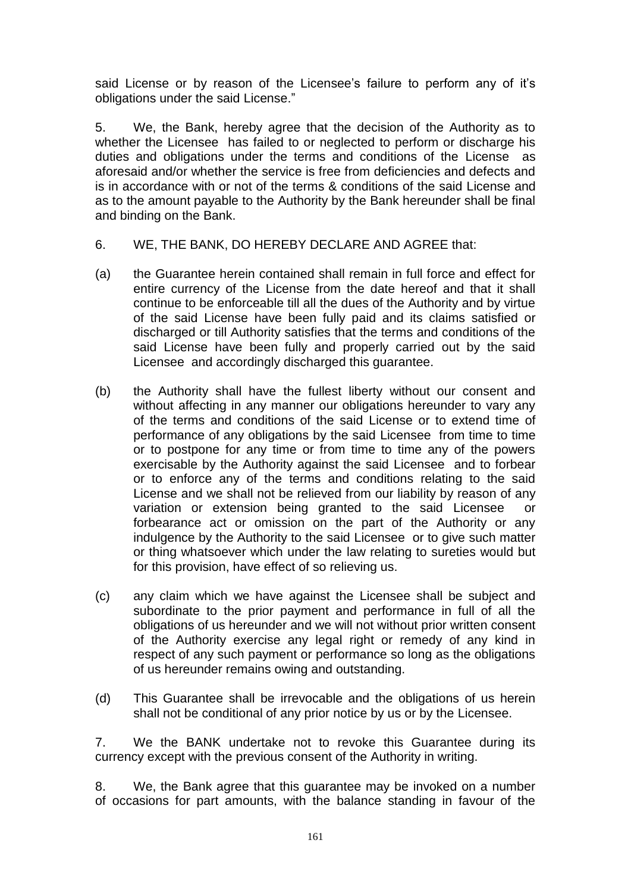said License or by reason of the Licensee's failure to perform any of it's obligations under the said License."

5. We, the Bank, hereby agree that the decision of the Authority as to whether the Licensee has failed to or neglected to perform or discharge his duties and obligations under the terms and conditions of the License as aforesaid and/or whether the service is free from deficiencies and defects and is in accordance with or not of the terms & conditions of the said License and as to the amount payable to the Authority by the Bank hereunder shall be final and binding on the Bank.

6. WE, THE BANK, DO HEREBY DECLARE AND AGREE that:

(a) the Guarantee herein contained shall remain in full force and effect for entire currency of the License from the date hereof and that it shall continue to be enforceable till all the dues of the Authority and by virtue of the said License have been fully paid and its claims satisfied or discharged or till Authority satisfies that the terms and conditions of the said License have been fully and properly carried out by the said Licensee and accordingly discharged this guarantee.

(b) the Authority shall have the fullest liberty without our consent and without affecting in any manner our obligations hereunder to vary any of the terms and conditions of the said License or to extend time of performance of any obligations by the said Licensee from time to time or to postpone for any time or from time to time any of the powers exercisable by the Authority against the said Licensee and to forbear or to enforce any of the terms and conditions relating to the said License and we shall not be relieved from our liability by reason of any variation or extension being granted to the said Licensee or forbearance act or omission on the part of the Authority or any indulgence by the Authority to the said Licensee or to give such matter or thing whatsoever which under the law relating to sureties would but for this provision, have effect of so relieving us.

(c) any claim which we have against the Licensee shall be subject and subordinate to the prior payment and performance in full of all the obligations of us hereunder and we will not without prior written consent of the Authority exercise any legal right or remedy of any kind in respect of any such payment or performance so long as the obligations of us hereunder remains owing and outstanding.

(d) This Guarantee shall be irrevocable and the obligations of us herein shall not be conditional of any prior notice by us or by the Licensee.

7. We the BANK undertake not to revoke this Guarantee during its currency except with the previous consent of the Authority in writing.

8. We, the Bank agree that this guarantee may be invoked on a number of occasions for part amounts, with the balance standing in favour of the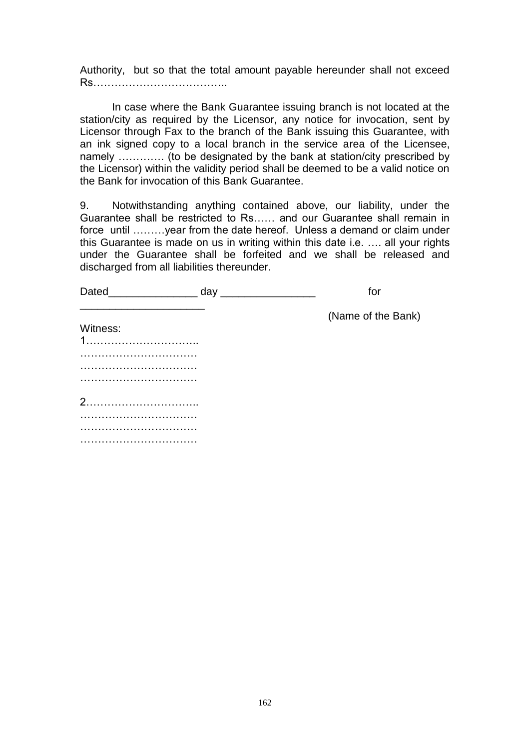Authority, but so that the total amount payable hereunder shall not exceed Rs………………………………..

In case where the Bank Guarantee issuing branch is not located at the station/city as required by the Licensor, any notice for invocation, sent by Licensor through Fax to the branch of the Bank issuing this Guarantee, with an ink signed copy to a local branch in the service area of the Licensee, namely …………. (to be designated by the bank at station/city prescribed by the Licensor) within the validity period shall be deemed to be a valid notice on the Bank for invocation of this Bank Guarantee.

9. Notwithstanding anything contained above, our liability, under the Guarantee shall be restricted to Rs…… and our Guarantee shall remain in force until ………year from the date hereof. Unless a demand or claim under this Guarantee is made on us in writing within this date i.e. …. all your rights under the Guarantee shall be forfeited and we shall be released and discharged from all liabilities thereunder.

Dated_______________ day _______________ for ____________________

(Name of the Bank)

Witness:

1…………………………..
……………………………
……………………………
……………………………

2…………………………..
……………………………
……………………………
……………………………